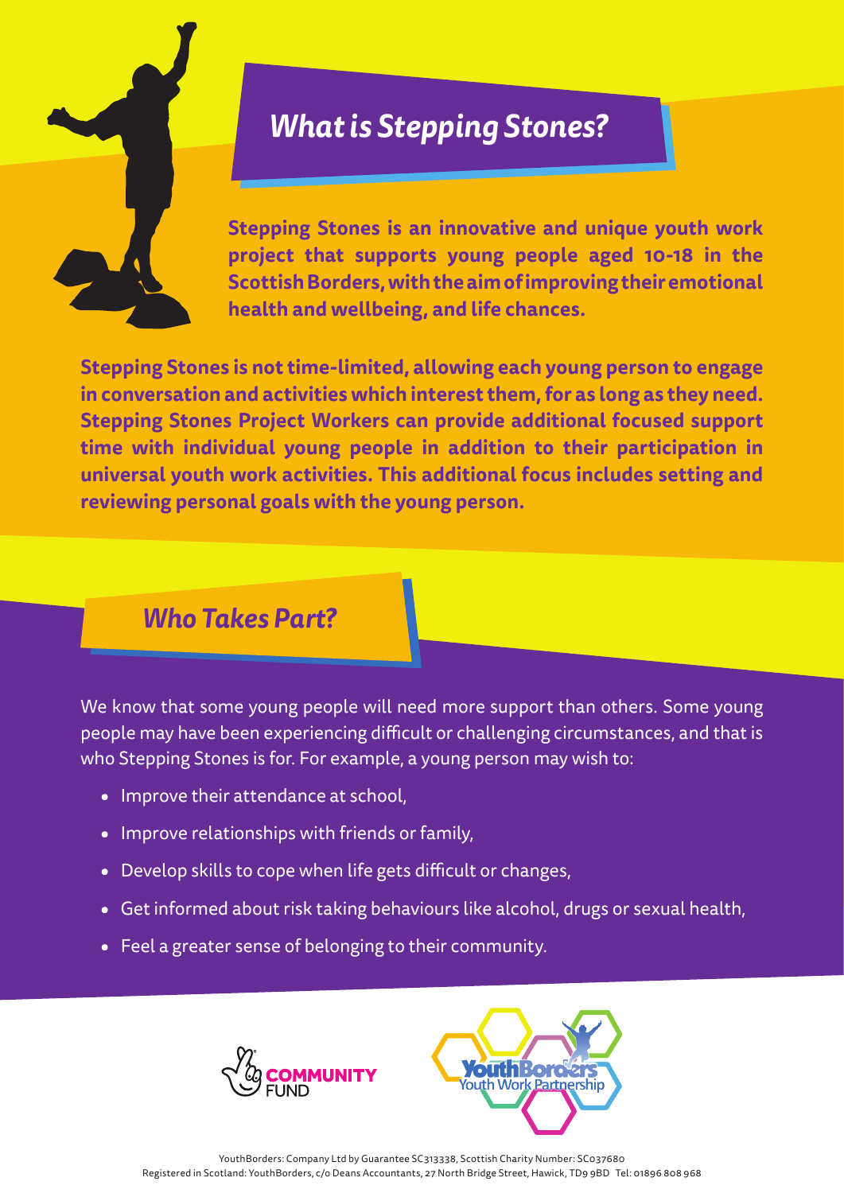## *What is Stepping Stones?*

**Stepping Stones is an innovative and unique youth work project that supports young people aged 10-18 in the Scottish Borders, with the aim of improving their emotional health and wellbeing, and life chances.**

**Stepping Stones is not time-limited, allowing each young person to engage in conversation and activities which interest them, for as long as they need. Stepping Stones Project Workers can provide additional focused support time with individual young people in addition to their participation in universal youth work activities. This additional focus includes setting and reviewing personal goals with the young person.**

## *Who Takes Part?*

We know that some young people will need more support than others. Some young people may have been experiencing difficult or challenging circumstances, and that is who Stepping Stones is for. For example, a young person may wish to:

- Improve their attendance at school,
- Improve relationships with friends or family,
- Develop skills to cope when life gets difficult or changes,
- Get informed about risk taking behaviours like alcohol, drugs or sexual health,
- Feel a greater sense of belonging to their community.

COMMUNITY FUND

YouthBorders Youth Work Partnership

YouthBorders: Company Ltd by Guarantee SC313338, Scottish Charity Number: SC037680
Registered in Scotland: YouthBorders, c/o Deans Accountants, 27 North Bridge Street, Hawick, TD9 9BD Tel: 01896 808 968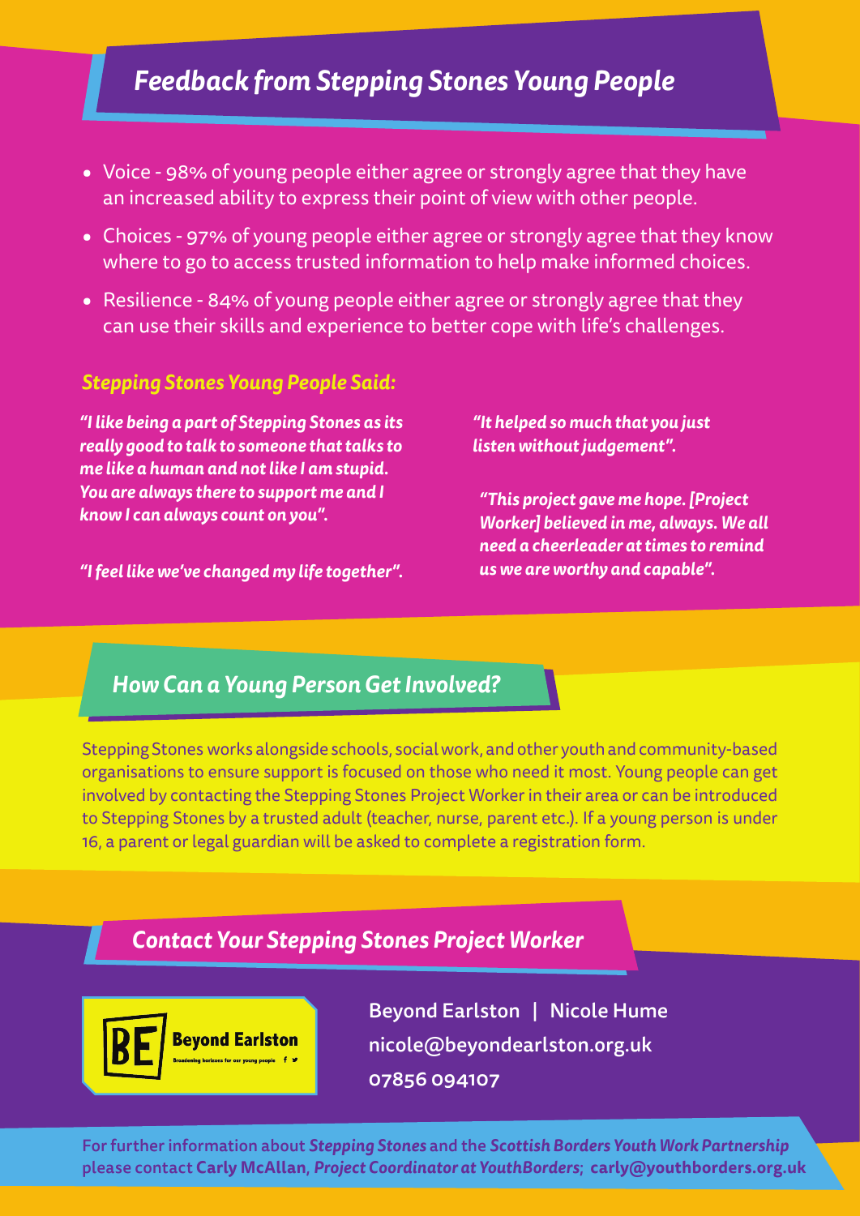## *Feedback from Stepping Stones Young People*

- Voice - 98% of young people either agree or strongly agree that they have an increased ability to express their point of view with other people.
- Choices - 97% of young people either agree or strongly agree that they know where to go to access trusted information to help make informed choices.
- Resilience - 84% of young people either agree or strongly agree that they can use their skills and experience to better cope with life's challenges.

### *Stepping Stones Young People Said:*

***"I like being a part of Stepping Stones as its really good to talk to someone that talks to me like a human and not like I am stupid. You are always there to support me and I know I can always count on you".***

***"I feel like we've changed my life together".***

***"It helped so much that you just listen without judgement".***

***"This project gave me hope. [Project Worker] believed in me, always. We all need a cheerleader at times to remind us we are worthy and capable".***

## *How Can a Young Person Get Involved?*

Stepping Stones works alongside schools, social work, and other youth and community-based organisations to ensure support is focused on those who need it most. Young people can get involved by contacting the Stepping Stones Project Worker in their area or can be introduced to Stepping Stones by a trusted adult (teacher, nurse, parent etc.). If a young person is under 16, a parent or legal guardian will be asked to complete a registration form.

## *Contact Your Stepping Stones Project Worker*

**BE** Beyond Earlston
Broadening horizons for our young people

Beyond Earlston | Nicole Hume
nicole@beyondearlston.org.uk
07856 094107

For further information about ***Stepping Stones*** and the ***Scottish Borders Youth Work Partnership*** please contact **Carly McAllan**, ***Project Coordinator at YouthBorders***; **carly@youthborders.org.uk**